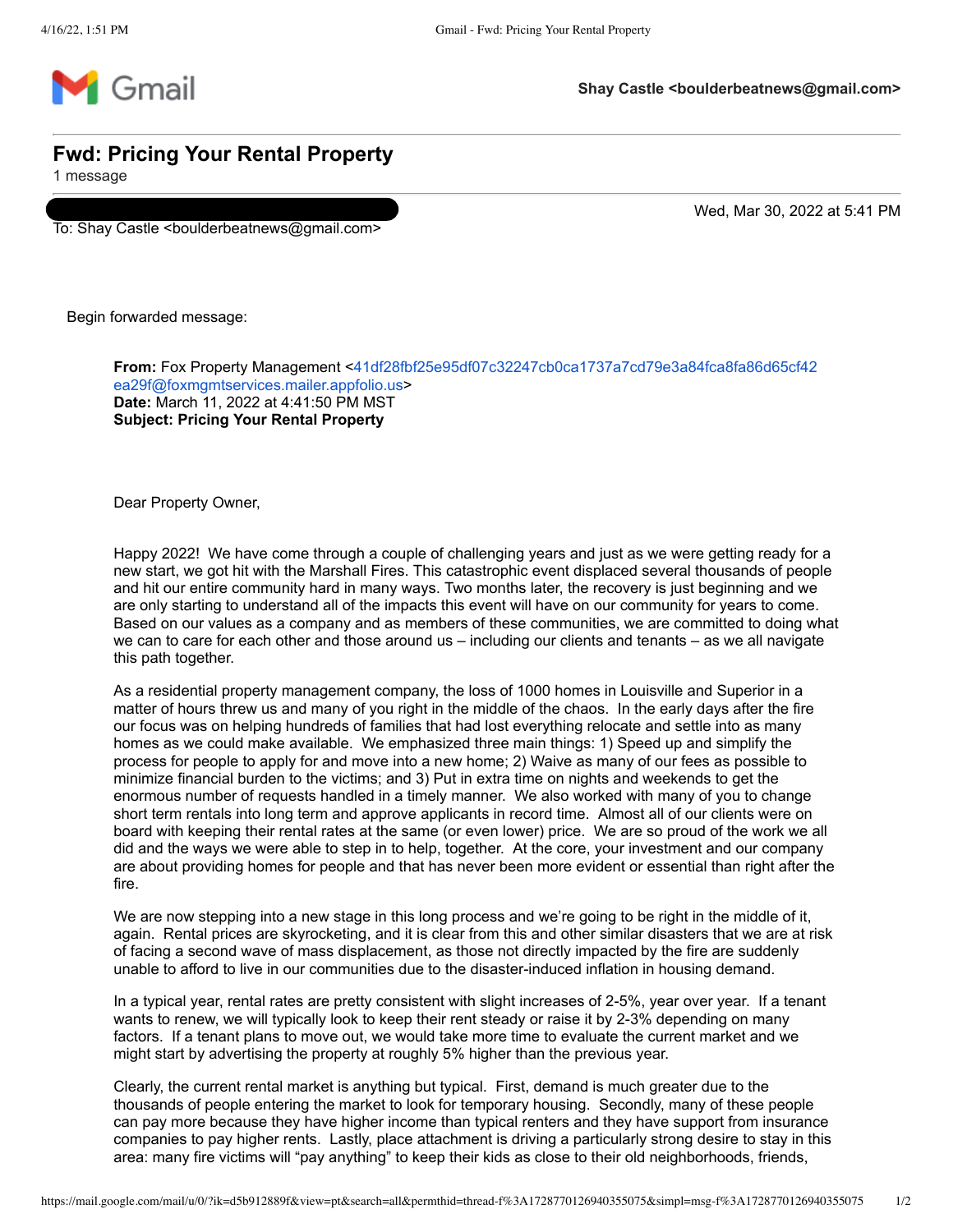Gmail

**Shay Castle <boulderbeatnews@gmail.com>**

# Fwd: Pricing Your Rental Property

1 message

Wed, Mar 30, 2022 at 5:41 PM

To: Shay Castle <boulderbeatnews@gmail.com>

Begin forwarded message:

**From:** Fox Property Management <41df28fbf25e95df07c32247cb0ca1737a7cd79e3a84fca8fa86d65cf42ea29f@foxmgmtservices.mailer.appfolio.us>
**Date:** March 11, 2022 at 4:41:50 PM MST
**Subject: Pricing Your Rental Property**

Dear Property Owner,

Happy 2022! We have come through a couple of challenging years and just as we were getting ready for a new start, we got hit with the Marshall Fires. This catastrophic event displaced several thousands of people and hit our entire community hard in many ways. Two months later, the recovery is just beginning and we are only starting to understand all of the impacts this event will have on our community for years to come. Based on our values as a company and as members of these communities, we are committed to doing what we can to care for each other and those around us – including our clients and tenants – as we all navigate this path together.

As a residential property management company, the loss of 1000 homes in Louisville and Superior in a matter of hours threw us and many of you right in the middle of the chaos. In the early days after the fire our focus was on helping hundreds of families that had lost everything relocate and settle into as many homes as we could make available. We emphasized three main things: 1) Speed up and simplify the process for people to apply for and move into a new home; 2) Waive as many of our fees as possible to minimize financial burden to the victims; and 3) Put in extra time on nights and weekends to get the enormous number of requests handled in a timely manner. We also worked with many of you to change short term rentals into long term and approve applicants in record time. Almost all of our clients were on board with keeping their rental rates at the same (or even lower) price. We are so proud of the work we all did and the ways we were able to step in to help, together. At the core, your investment and our company are about providing homes for people and that has never been more evident or essential than right after the fire.

We are now stepping into a new stage in this long process and we're going to be right in the middle of it, again. Rental prices are skyrocketing, and it is clear from this and other similar disasters that we are at risk of facing a second wave of mass displacement, as those not directly impacted by the fire are suddenly unable to afford to live in our communities due to the disaster-induced inflation in housing demand.

In a typical year, rental rates are pretty consistent with slight increases of 2-5%, year over year. If a tenant wants to renew, we will typically look to keep their rent steady or raise it by 2-3% depending on many factors. If a tenant plans to move out, we would take more time to evaluate the current market and we might start by advertising the property at roughly 5% higher than the previous year.

Clearly, the current rental market is anything but typical. First, demand is much greater due to the thousands of people entering the market to look for temporary housing. Secondly, many of these people can pay more because they have higher income than typical renters and they have support from insurance companies to pay higher rents. Lastly, place attachment is driving a particularly strong desire to stay in this area: many fire victims will "pay anything" to keep their kids as close to their old neighborhoods, friends,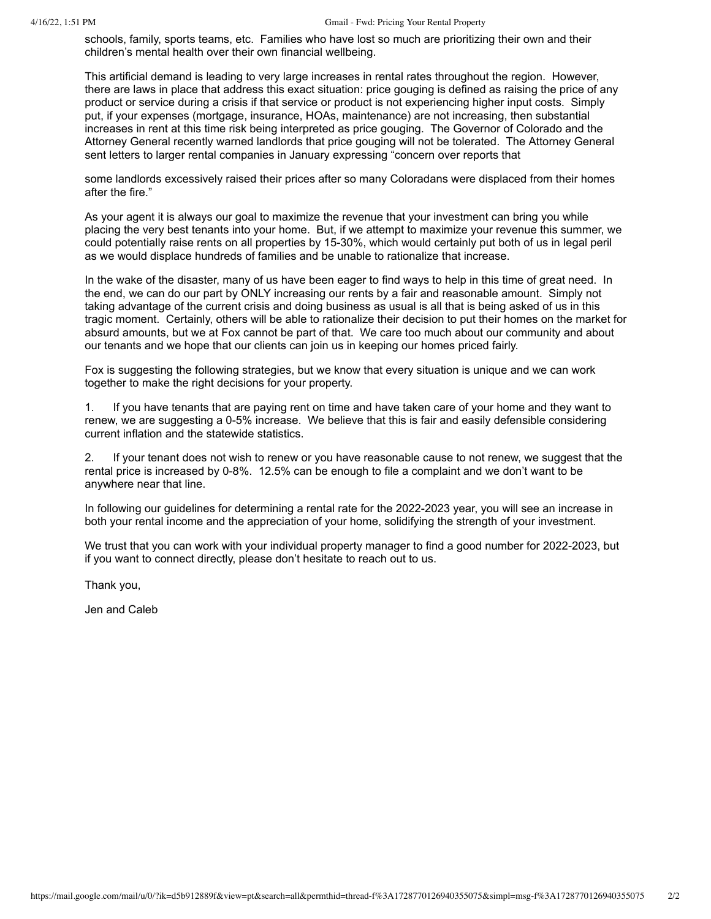schools, family, sports teams, etc. Families who have lost so much are prioritizing their own and their children's mental health over their own financial wellbeing.

This artificial demand is leading to very large increases in rental rates throughout the region. However, there are laws in place that address this exact situation: price gouging is defined as raising the price of any product or service during a crisis if that service or product is not experiencing higher input costs. Simply put, if your expenses (mortgage, insurance, HOAs, maintenance) are not increasing, then substantial increases in rent at this time risk being interpreted as price gouging. The Governor of Colorado and the Attorney General recently warned landlords that price gouging will not be tolerated. The Attorney General sent letters to larger rental companies in January expressing "concern over reports that

some landlords excessively raised their prices after so many Coloradans were displaced from their homes after the fire."

As your agent it is always our goal to maximize the revenue that your investment can bring you while placing the very best tenants into your home. But, if we attempt to maximize your revenue this summer, we could potentially raise rents on all properties by 15-30%, which would certainly put both of us in legal peril as we would displace hundreds of families and be unable to rationalize that increase.

In the wake of the disaster, many of us have been eager to find ways to help in this time of great need. In the end, we can do our part by ONLY increasing our rents by a fair and reasonable amount. Simply not taking advantage of the current crisis and doing business as usual is all that is being asked of us in this tragic moment. Certainly, others will be able to rationalize their decision to put their homes on the market for absurd amounts, but we at Fox cannot be part of that. We care too much about our community and about our tenants and we hope that our clients can join us in keeping our homes priced fairly.

Fox is suggesting the following strategies, but we know that every situation is unique and we can work together to make the right decisions for your property.

1. If you have tenants that are paying rent on time and have taken care of your home and they want to renew, we are suggesting a 0-5% increase. We believe that this is fair and easily defensible considering current inflation and the statewide statistics.

2. If your tenant does not wish to renew or you have reasonable cause to not renew, we suggest that the rental price is increased by 0-8%. 12.5% can be enough to file a complaint and we don't want to be anywhere near that line.

In following our guidelines for determining a rental rate for the 2022-2023 year, you will see an increase in both your rental income and the appreciation of your home, solidifying the strength of your investment.

We trust that you can work with your individual property manager to find a good number for 2022-2023, but if you want to connect directly, please don't hesitate to reach out to us.

Thank you,

Jen and Caleb